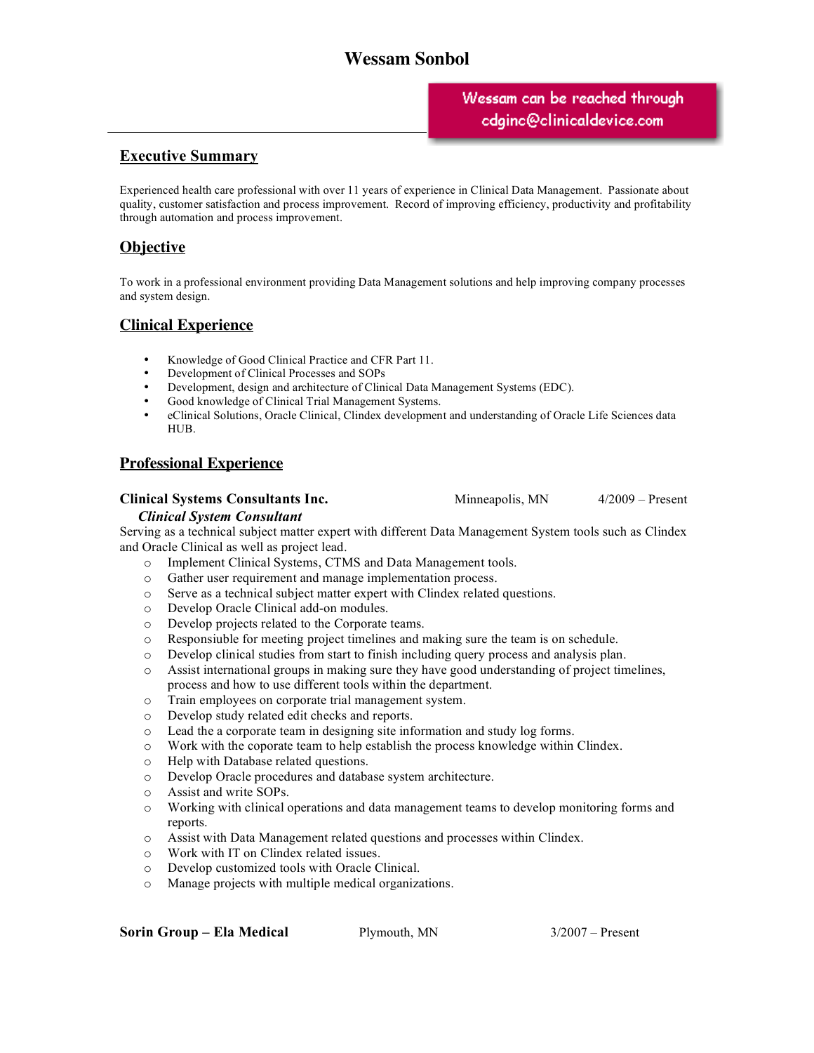# Wessam Sonbol

Wessam can be reached through cdginc@clinicaldevice.com

## Executive Summary

Experienced health care professional with over 11 years of experience in Clinical Data Management. Passionate about quality, customer satisfaction and process improvement. Record of improving efficiency, productivity and profitability through automation and process improvement.

## Objective

To work in a professional environment providing Data Management solutions and help improving company processes and system design.

## Clinical Experience

- Knowledge of Good Clinical Practice and CFR Part 11.
- Development of Clinical Processes and SOPs
- Development, design and architecture of Clinical Data Management Systems (EDC).
- Good knowledge of Clinical Trial Management Systems.
- eClinical Solutions, Oracle Clinical, Clindex development and understanding of Oracle Life Sciences data HUB.

## Professional Experience

**Clinical Systems Consultants Inc.** Minneapolis, MN 4/2009 – Present

***Clinical System Consultant***

Serving as a technical subject matter expert with different Data Management System tools such as Clindex and Oracle Clinical as well as project lead.

- Implement Clinical Systems, CTMS and Data Management tools.
- Gather user requirement and manage implementation process.
- Serve as a technical subject matter expert with Clindex related questions.
- Develop Oracle Clinical add-on modules.
- Develop projects related to the Corporate teams.
- Responsiuble for meeting project timelines and making sure the team is on schedule.
- Develop clinical studies from start to finish including query process and analysis plan.
- Assist international groups in making sure they have good understanding of project timelines, process and how to use different tools within the department.
- Train employees on corporate trial management system.
- Develop study related edit checks and reports.
- Lead the a corporate team in designing site information and study log forms.
- Work with the coporate team to help establish the process knowledge within Clindex.
- Help with Database related questions.
- Develop Oracle procedures and database system architecture.
- Assist and write SOPs.
- Working with clinical operations and data management teams to develop monitoring forms and reports.
- Assist with Data Management related questions and processes within Clindex.
- Work with IT on Clindex related issues.
- Develop customized tools with Oracle Clinical.
- Manage projects with multiple medical organizations.

**Sorin Group – Ela Medical** Plymouth, MN 3/2007 – Present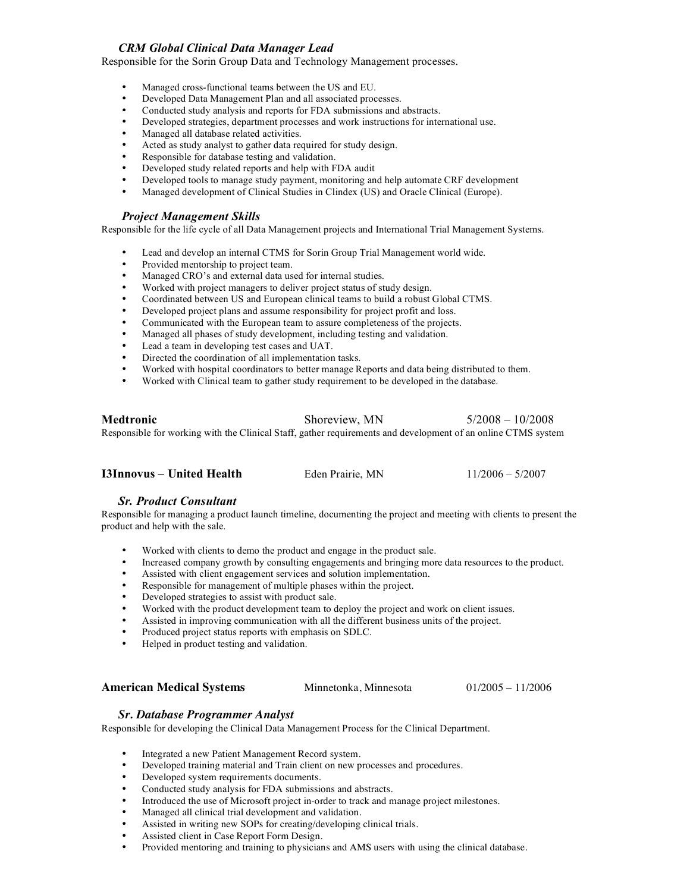### *CRM Global Clinical Data Manager Lead*

Responsible for the Sorin Group Data and Technology Management processes.

- Managed cross-functional teams between the US and EU.
- Developed Data Management Plan and all associated processes.
- Conducted study analysis and reports for FDA submissions and abstracts.
- Developed strategies, department processes and work instructions for international use.
- Managed all database related activities.
- Acted as study analyst to gather data required for study design.
- Responsible for database testing and validation.
- Developed study related reports and help with FDA audit
- Developed tools to manage study payment, monitoring and help automate CRF development
- Managed development of Clinical Studies in Clindex (US) and Oracle Clinical (Europe).

### *Project Management Skills*

Responsible for the life cycle of all Data Management projects and International Trial Management Systems.

- Lead and develop an internal CTMS for Sorin Group Trial Management world wide.
- Provided mentorship to project team.
- Managed CRO's and external data used for internal studies.
- Worked with project managers to deliver project status of study design.
- Coordinated between US and European clinical teams to build a robust Global CTMS.
- Developed project plans and assume responsibility for project profit and loss.
- Communicated with the European team to assure completeness of the projects.
- Managed all phases of study development, including testing and validation.
- Lead a team in developing test cases and UAT.
- Directed the coordination of all implementation tasks.
- Worked with hospital coordinators to better manage Reports and data being distributed to them.
- Worked with Clinical team to gather study requirement to be developed in the database.

## **Medtronic** — Shoreview, MN — 5/2008 – 10/2008

Responsible for working with the Clinical Staff, gather requirements and development of an online CTMS system

## **I3Innovus – United Health** — Eden Prairie, MN — 11/2006 – 5/2007

### *Sr. Product Consultant*

Responsible for managing a product launch timeline, documenting the project and meeting with clients to present the product and help with the sale.

- Worked with clients to demo the product and engage in the product sale.
- Increased company growth by consulting engagements and bringing more data resources to the product.
- Assisted with client engagement services and solution implementation.
- Responsible for management of multiple phases within the project.
- Developed strategies to assist with product sale.
- Worked with the product development team to deploy the project and work on client issues.
- Assisted in improving communication with all the different business units of the project.
- Produced project status reports with emphasis on SDLC.
- Helped in product testing and validation.

## **American Medical Systems** — Minnetonka, Minnesota — 01/2005 – 11/2006

### *Sr. Database Programmer Analyst*

Responsible for developing the Clinical Data Management Process for the Clinical Department.

- Integrated a new Patient Management Record system.
- Developed training material and Train client on new processes and procedures.
- Developed system requirements documents.
- Conducted study analysis for FDA submissions and abstracts.
- Introduced the use of Microsoft project in-order to track and manage project milestones.
- Managed all clinical trial development and validation.
- Assisted in writing new SOPs for creating/developing clinical trials.
- Assisted client in Case Report Form Design.
- Provided mentoring and training to physicians and AMS users with using the clinical database.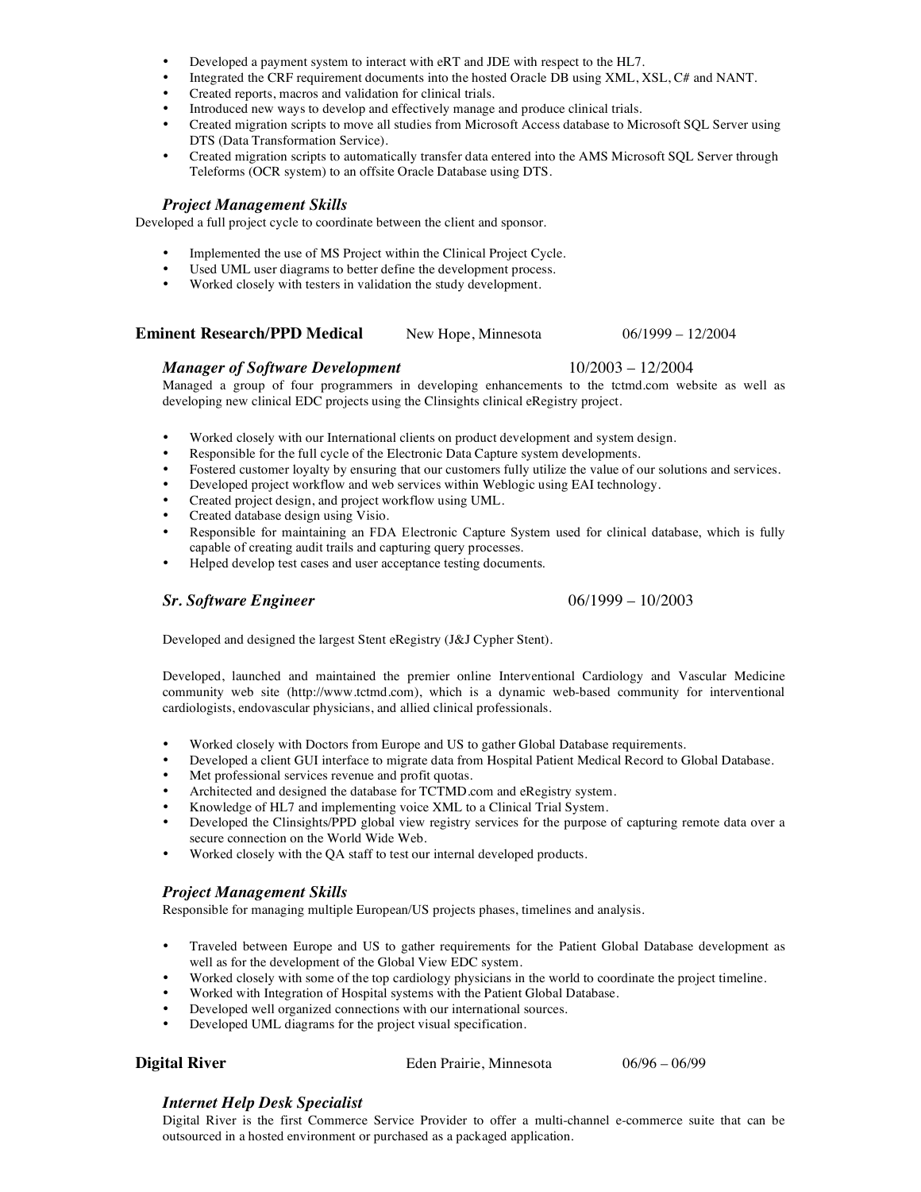- Developed a payment system to interact with eRT and JDE with respect to the HL7.
- Integrated the CRF requirement documents into the hosted Oracle DB using XML, XSL, C# and NANT.
- Created reports, macros and validation for clinical trials.
- Introduced new ways to develop and effectively manage and produce clinical trials.
- Created migration scripts to move all studies from Microsoft Access database to Microsoft SQL Server using DTS (Data Transformation Service).
- Created migration scripts to automatically transfer data entered into the AMS Microsoft SQL Server through Teleforms (OCR system) to an offsite Oracle Database using DTS.

### *Project Management Skills*

Developed a full project cycle to coordinate between the client and sponsor.

- Implemented the use of MS Project within the Clinical Project Cycle.
- Used UML user diagrams to better define the development process.
- Worked closely with testers in validation the study development.

## **Eminent Research/PPD Medical** New Hope, Minnesota 06/1999 – 12/2004

### *Manager of Software Development* 10/2003 – 12/2004

Managed a group of four programmers in developing enhancements to the tctmd.com website as well as developing new clinical EDC projects using the Clinsights clinical eRegistry project.

- Worked closely with our International clients on product development and system design.
- Responsible for the full cycle of the Electronic Data Capture system developments.
- Fostered customer loyalty by ensuring that our customers fully utilize the value of our solutions and services.
- Developed project workflow and web services within Weblogic using EAI technology.
- Created project design, and project workflow using UML.
- Created database design using Visio.
- Responsible for maintaining an FDA Electronic Capture System used for clinical database, which is fully capable of creating audit trails and capturing query processes.
- Helped develop test cases and user acceptance testing documents.

### *Sr. Software Engineer* 06/1999 – 10/2003

Developed and designed the largest Stent eRegistry (J&J Cypher Stent).

Developed, launched and maintained the premier online Interventional Cardiology and Vascular Medicine community web site (http://www.tctmd.com), which is a dynamic web-based community for interventional cardiologists, endovascular physicians, and allied clinical professionals.

- Worked closely with Doctors from Europe and US to gather Global Database requirements.
- Developed a client GUI interface to migrate data from Hospital Patient Medical Record to Global Database.
- Met professional services revenue and profit quotas.
- Architected and designed the database for TCTMD.com and eRegistry system.
- Knowledge of HL7 and implementing voice XML to a Clinical Trial System.
- Developed the Clinsights/PPD global view registry services for the purpose of capturing remote data over a secure connection on the World Wide Web.
- Worked closely with the QA staff to test our internal developed products.

### *Project Management Skills*

Responsible for managing multiple European/US projects phases, timelines and analysis.

- Traveled between Europe and US to gather requirements for the Patient Global Database development as well as for the development of the Global View EDC system.
- Worked closely with some of the top cardiology physicians in the world to coordinate the project timeline.
- Worked with Integration of Hospital systems with the Patient Global Database.
- Developed well organized connections with our international sources.
- Developed UML diagrams for the project visual specification.

## **Digital River** Eden Prairie, Minnesota 06/96 – 06/99

### *Internet Help Desk Specialist*

Digital River is the first Commerce Service Provider to offer a multi-channel e-commerce suite that can be outsourced in a hosted environment or purchased as a packaged application.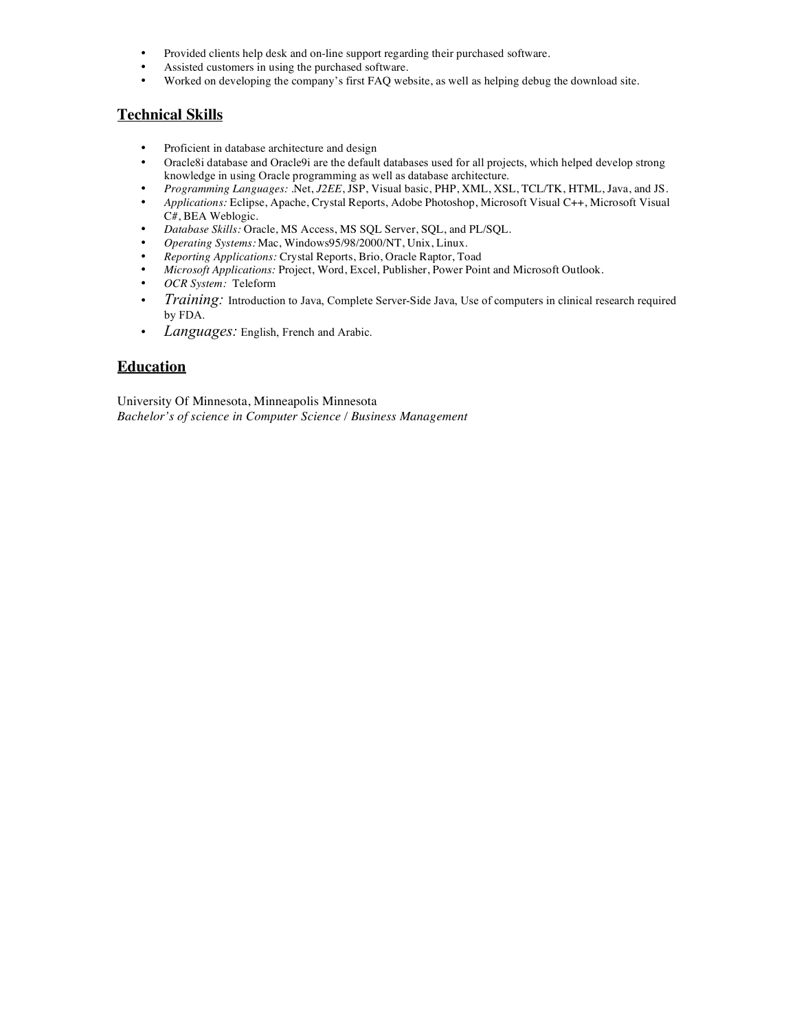- Provided clients help desk and on-line support regarding their purchased software.
- Assisted customers in using the purchased software.
- Worked on developing the company's first FAQ website, as well as helping debug the download site.

## Technical Skills

- Proficient in database architecture and design
- Oracle8i database and Oracle9i are the default databases used for all projects, which helped develop strong knowledge in using Oracle programming as well as database architecture.
- *Programming Languages:* .Net, *J2EE*, JSP, Visual basic, PHP, XML, XSL, TCL/TK, HTML, Java, and JS.
- *Applications:* Eclipse, Apache, Crystal Reports, Adobe Photoshop, Microsoft Visual C++, Microsoft Visual C#, BEA Weblogic.
- *Database Skills:* Oracle, MS Access, MS SQL Server, SQL, and PL/SQL.
- *Operating Systems:* Mac, Windows95/98/2000/NT, Unix, Linux.
- *Reporting Applications:* Crystal Reports, Brio, Oracle Raptor, Toad
- *Microsoft Applications:* Project, Word, Excel, Publisher, Power Point and Microsoft Outlook.
- *OCR System:* Teleform
- *Training:* Introduction to Java, Complete Server-Side Java, Use of computers in clinical research required by FDA.
- *Languages:* English, French and Arabic.

## Education

University Of Minnesota, Minneapolis Minnesota
*Bachelor's of science in Computer Science / Business Management*